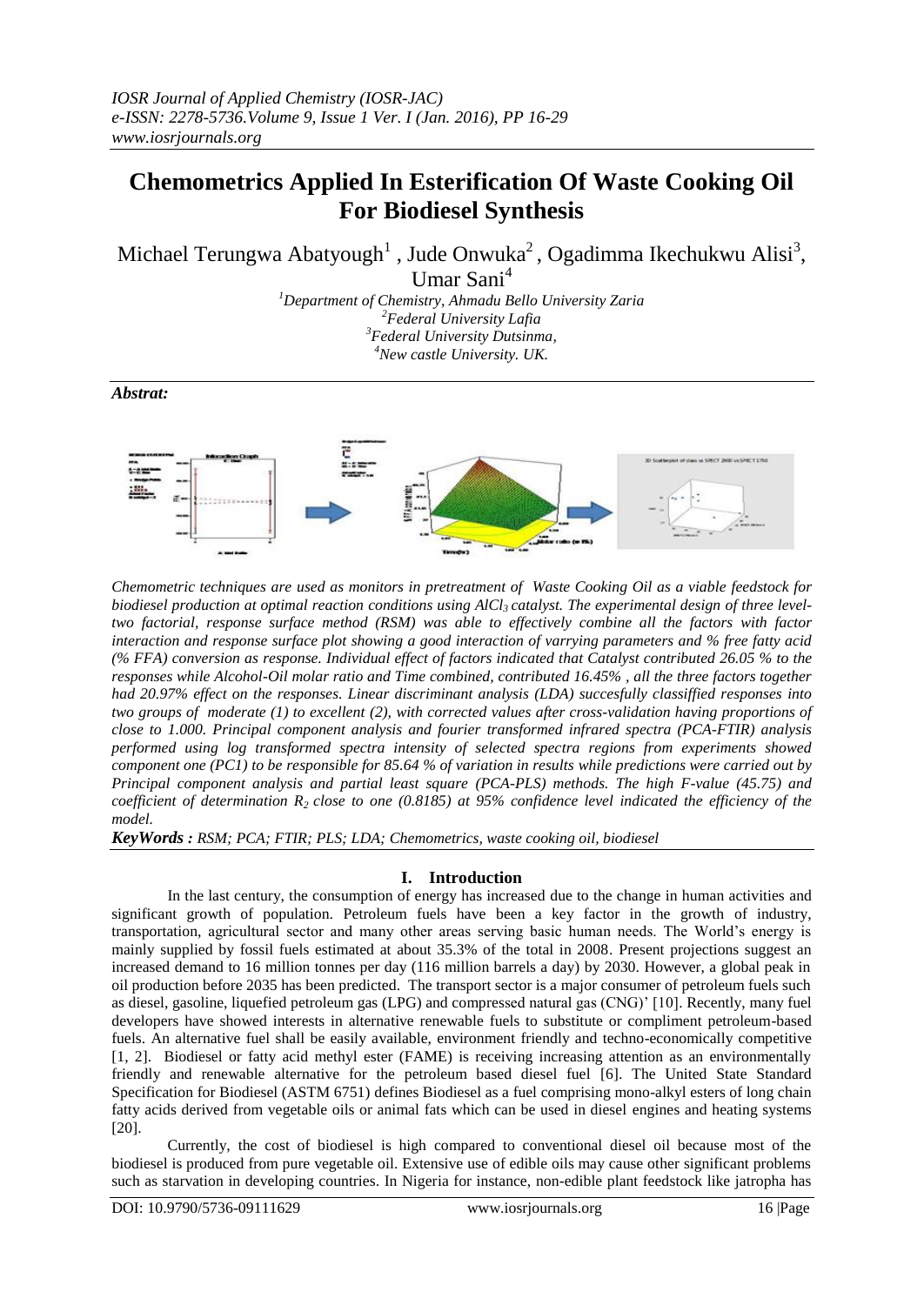# Chemometrics Applied In Esterification Of Waste Cooking Oil For Biodiesel Synthesis

Michael Terungwa Abatyough[1], Jude Onwuka[2], Ogadimma Ikechukwu Alisi[3], Umar Sani[4]

[1]Department of Chemistry, Ahmadu Bello University Zaria
[2]Federal University Lafia
[3]Federal University Dutsinma,
[4]New castle University. UK.

***Abstrat:***

*Chemometric techniques are used as monitors in pretreatment of Waste Cooking Oil as a viable feedstock for biodiesel production at optimal reaction conditions using $AlCl_3$ catalyst. The experimental design of three level-two factorial, response surface method (RSM) was able to effectively combine all the factors with factor interaction and response surface plot showing a good interaction of varrying parameters and % free fatty acid (% FFA) conversion as response. Individual effect of factors indicated that Catalyst contributed 26.05 % to the responses while Alcohol-Oil molar ratio and Time combined, contributed 16.45% , all the three factors together had 20.97% effect on the responses. Linear discriminant analysis (LDA) succesfully classiffied responses into two groups of moderate (1) to excellent (2), with corrected values after cross-validation having proportions of close to 1.000. Principal component analysis and fourier transformed infrared spectra (PCA-FTIR) analysis performed using log transformed spectra intensity of selected spectra regions from experiments showed component one (PC1) to be responsible for 85.64 % of variation in results while predictions were carried out by Principal component analysis and partial least square (PCA-PLS) methods. The high F-value (45.75) and coefficient of determination $R_2$ close to one (0.8185) at 95% confidence level indicated the efficiency of the model.*

***KeyWords :** RSM; PCA; FTIR; PLS; LDA; Chemometrics, waste cooking oil, biodiesel*

## I. Introduction

In the last century, the consumption of energy has increased due to the change in human activities and significant growth of population. Petroleum fuels have been a key factor in the growth of industry, transportation, agricultural sector and many other areas serving basic human needs. The World's energy is mainly supplied by fossil fuels estimated at about 35.3% of the total in 2008. Present projections suggest an increased demand to 16 million tonnes per day (116 million barrels a day) by 2030. However, a global peak in oil production before 2035 has been predicted. The transport sector is a major consumer of petroleum fuels such as diesel, gasoline, liquefied petroleum gas (LPG) and compressed natural gas (CNG)' [10]. Recently, many fuel developers have showed interests in alternative renewable fuels to substitute or compliment petroleum-based fuels. An alternative fuel shall be easily available, environment friendly and techno-economically competitive [1, 2]. Biodiesel or fatty acid methyl ester (FAME) is receiving increasing attention as an environmentally friendly and renewable alternative for the petroleum based diesel fuel [6]. The United State Standard Specification for Biodiesel (ASTM 6751) defines Biodiesel as a fuel comprising mono-alkyl esters of long chain fatty acids derived from vegetable oils or animal fats which can be used in diesel engines and heating systems [20].

Currently, the cost of biodiesel is high compared to conventional diesel oil because most of the biodiesel is produced from pure vegetable oil. Extensive use of edible oils may cause other significant problems such as starvation in developing countries. In Nigeria for instance, non-edible plant feedstock like jatropha has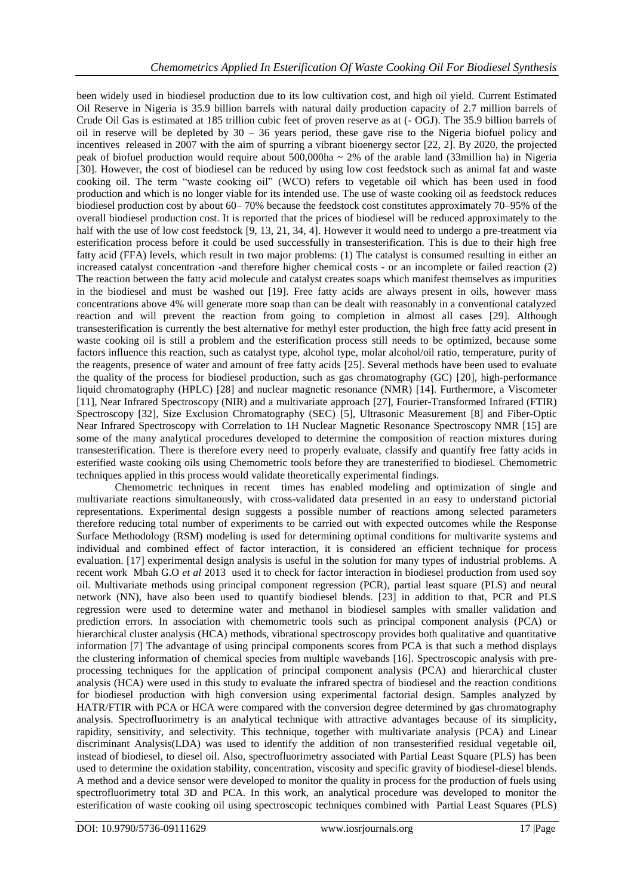been widely used in biodiesel production due to its low cultivation cost, and high oil yield. Current Estimated Oil Reserve in Nigeria is 35.9 billion barrels with natural daily production capacity of 2.7 million barrels of Crude Oil Gas is estimated at 185 trillion cubic feet of proven reserve as at (- OGJ). The 35.9 billion barrels of oil in reserve will be depleted by 30 – 36 years period, these gave rise to the Nigeria biofuel policy and incentives released in 2007 with the aim of spurring a vibrant bioenergy sector [22, 2]. By 2020, the projected peak of biofuel production would require about 500,000ha ~ 2% of the arable land (33million ha) in Nigeria [30]. However, the cost of biodiesel can be reduced by using low cost feedstock such as animal fat and waste cooking oil. The term "waste cooking oil" (WCO) refers to vegetable oil which has been used in food production and which is no longer viable for its intended use. The use of waste cooking oil as feedstock reduces biodiesel production cost by about 60– 70% because the feedstock cost constitutes approximately 70–95% of the overall biodiesel production cost. It is reported that the prices of biodiesel will be reduced approximately to the half with the use of low cost feedstock [9, 13, 21, 34, 4]. However it would need to undergo a pre-treatment via esterification process before it could be used successfully in transesterification. This is due to their high free fatty acid (FFA) levels, which result in two major problems: (1) The catalyst is consumed resulting in either an increased catalyst concentration -and therefore higher chemical costs - or an incomplete or failed reaction (2) The reaction between the fatty acid molecule and catalyst creates soaps which manifest themselves as impurities in the biodiesel and must be washed out [19]. Free fatty acids are always present in oils, however mass concentrations above 4% will generate more soap than can be dealt with reasonably in a conventional catalyzed reaction and will prevent the reaction from going to completion in almost all cases [29]. Although transesterification is currently the best alternative for methyl ester production, the high free fatty acid present in waste cooking oil is still a problem and the esterification process still needs to be optimized, because some factors influence this reaction, such as catalyst type, alcohol type, molar alcohol/oil ratio, temperature, purity of the reagents, presence of water and amount of free fatty acids [25]. Several methods have been used to evaluate the quality of the process for biodiesel production, such as gas chromatography (GC) [20], high-performance liquid chromatography (HPLC) [28] and nuclear magnetic resonance (NMR) [14]. Furthermore, a Viscometer [11], Near Infrared Spectroscopy (NIR) and a multivariate approach [27], Fourier-Transformed Infrared (FTIR) Spectroscopy [32], Size Exclusion Chromatography (SEC) [5], Ultrasonic Measurement [8] and Fiber-Optic Near Infrared Spectroscopy with Correlation to 1H Nuclear Magnetic Resonance Spectroscopy NMR [15] are some of the many analytical procedures developed to determine the composition of reaction mixtures during transesterification. There is therefore every need to properly evaluate, classify and quantify free fatty acids in esterified waste cooking oils using Chemometric tools before they are tranesterified to biodiesel. Chemometric techniques applied in this process would validate theoretically experimental findings.

Chemometric techniques in recent times has enabled modeling and optimization of single and multivariate reactions simultaneously, with cross-validated data presented in an easy to understand pictorial representations. Experimental design suggests a possible number of reactions among selected parameters therefore reducing total number of experiments to be carried out with expected outcomes while the Response Surface Methodology (RSM) modeling is used for determining optimal conditions for multivarite systems and individual and combined effect of factor interaction, it is considered an efficient technique for process evaluation. [17] experimental design analysis is useful in the solution for many types of industrial problems. A recent work Mbah G.O *et al* 2013 used it to check for factor interaction in biodiesel production from used soy oil. Multivariate methods using principal component regression (PCR), partial least square (PLS) and neural network (NN), have also been used to quantify biodiesel blends. [23] in addition to that, PCR and PLS regression were used to determine water and methanol in biodiesel samples with smaller validation and prediction errors. In association with chemometric tools such as principal component analysis (PCA) or hierarchical cluster analysis (HCA) methods, vibrational spectroscopy provides both qualitative and quantitative information [7] The advantage of using principal components scores from PCA is that such a method displays the clustering information of chemical species from multiple wavebands [16]. Spectroscopic analysis with pre-processing techniques for the application of principal component analysis (PCA) and hierarchical cluster analysis (HCA) were used in this study to evaluate the infrared spectra of biodiesel and the reaction conditions for biodiesel production with high conversion using experimental factorial design. Samples analyzed by HATR/FTIR with PCA or HCA were compared with the conversion degree determined by gas chromatography analysis. Spectrofluorimetry is an analytical technique with attractive advantages because of its simplicity, rapidity, sensitivity, and selectivity. This technique, together with multivariate analysis (PCA) and Linear discriminant Analysis(LDA) was used to identify the addition of non transesterified residual vegetable oil, instead of biodiesel, to diesel oil. Also, spectrofluorimetry associated with Partial Least Square (PLS) has been used to determine the oxidation stability, concentration, viscosity and specific gravity of biodiesel-diesel blends. A method and a device sensor were developed to monitor the quality in process for the production of fuels using spectrofluorimetry total 3D and PCA. In this work, an analytical procedure was developed to monitor the esterification of waste cooking oil using spectroscopic techniques combined with Partial Least Squares (PLS)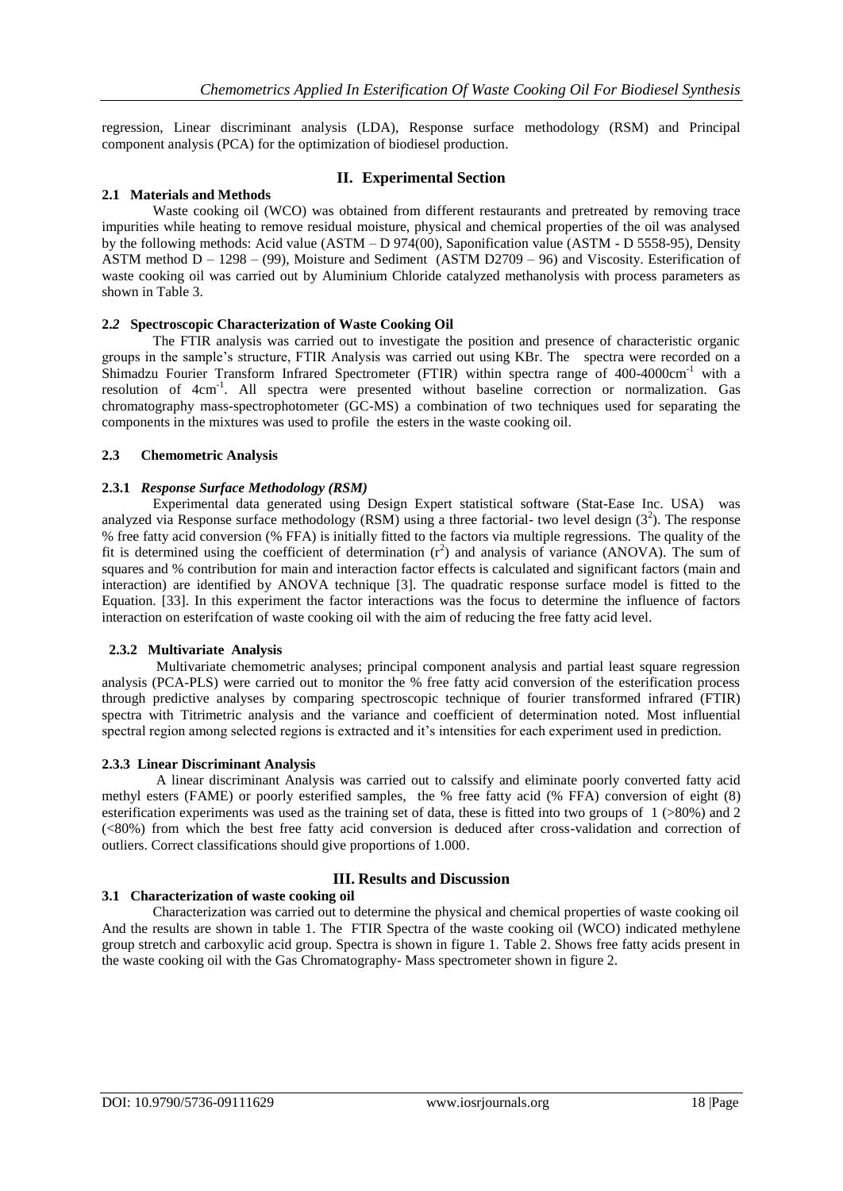regression, Linear discriminant analysis (LDA), Response surface methodology (RSM) and Principal component analysis (PCA) for the optimization of biodiesel production.

## II. Experimental Section

### 2.1 Materials and Methods

Waste cooking oil (WCO) was obtained from different restaurants and pretreated by removing trace impurities while heating to remove residual moisture, physical and chemical properties of the oil was analysed by the following methods: Acid value (ASTM – D 974(00), Saponification value (ASTM - D 5558-95), Density ASTM method D – 1298 – (99), Moisture and Sediment (ASTM D2709 – 96) and Viscosity. Esterification of waste cooking oil was carried out by Aluminium Chloride catalyzed methanolysis with process parameters as shown in Table 3.

### 2.2 Spectroscopic Characterization of Waste Cooking Oil

The FTIR analysis was carried out to investigate the position and presence of characteristic organic groups in the sample's structure, FTIR Analysis was carried out using KBr. The spectra were recorded on a Shimadzu Fourier Transform Infrared Spectrometer (FTIR) within spectra range of 400-4000cm$^{-1}$ with a resolution of 4cm$^{-1}$. All spectra were presented without baseline correction or normalization. Gas chromatography mass-spectrophotometer (GC-MS) a combination of two techniques used for separating the components in the mixtures was used to profile the esters in the waste cooking oil.

### 2.3 Chemometric Analysis

#### 2.3.1 *Response Surface Methodology (RSM)*

Experimental data generated using Design Expert statistical software (Stat-Ease Inc. USA) was analyzed via Response surface methodology (RSM) using a three factorial- two level design ($3^2$). The response % free fatty acid conversion (% FFA) is initially fitted to the factors via multiple regressions. The quality of the fit is determined using the coefficient of determination ($r^2$) and analysis of variance (ANOVA). The sum of squares and % contribution for main and interaction factor effects is calculated and significant factors (main and interaction) are identified by ANOVA technique [3]. The quadratic response surface model is fitted to the Equation. [33]. In this experiment the factor interactions was the focus to determine the influence of factors interaction on esterifcation of waste cooking oil with the aim of reducing the free fatty acid level.

#### 2.3.2 Multivariate Analysis

Multivariate chemometric analyses; principal component analysis and partial least square regression analysis (PCA-PLS) were carried out to monitor the % free fatty acid conversion of the esterification process through predictive analyses by comparing spectroscopic technique of fourier transformed infrared (FTIR) spectra with Titrimetric analysis and the variance and coefficient of determination noted. Most influential spectral region among selected regions is extracted and it's intensities for each experiment used in prediction.

#### 2.3.3 Linear Discriminant Analysis

A linear discriminant Analysis was carried out to calssify and eliminate poorly converted fatty acid methyl esters (FAME) or poorly esterified samples, the % free fatty acid (% FFA) conversion of eight (8) esterification experiments was used as the training set of data, these is fitted into two groups of 1 (>80%) and 2 (<80%) from which the best free fatty acid conversion is deduced after cross-validation and correction of outliers. Correct classifications should give proportions of 1.000.

## III. Results and Discussion

### 3.1 Characterization of waste cooking oil

Characterization was carried out to determine the physical and chemical properties of waste cooking oil And the results are shown in table 1. The FTIR Spectra of the waste cooking oil (WCO) indicated methylene group stretch and carboxylic acid group. Spectra is shown in figure 1. Table 2. Shows free fatty acids present in the waste cooking oil with the Gas Chromatography- Mass spectrometer shown in figure 2.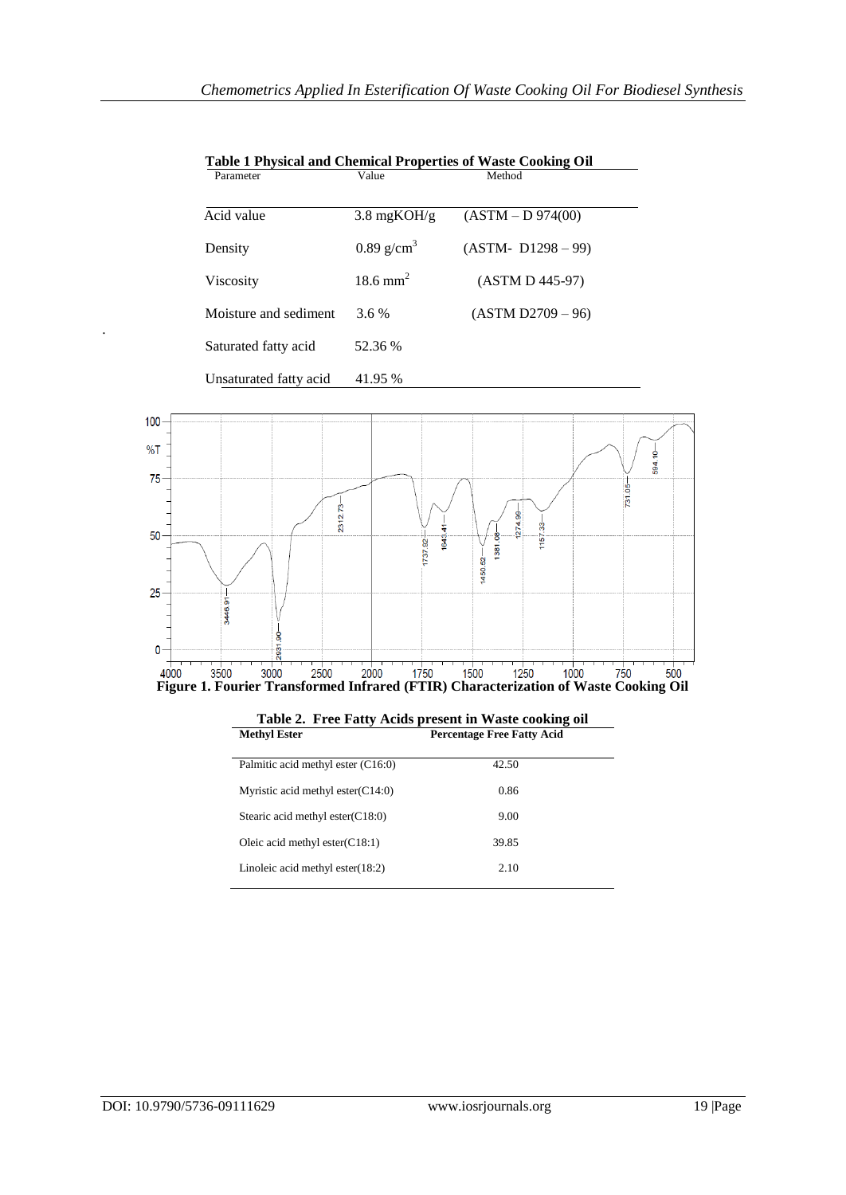**Table 1 Physical and Chemical Properties of Waste Cooking Oil**

| Parameter | Value | Method |
|---|---|---|
| Acid value | 3.8 mgKOH/g | (ASTM – D 974(00) |
| Density | 0.89 g/cm$^3$ | (ASTM- D1298 – 99) |
| Viscosity | 18.6 mm$^2$ | (ASTM D 445-97) |
| Moisture and sediment | 3.6 % | (ASTM D2709 – 96) |
| Saturated fatty acid | 52.36 % | |
| Unsaturated fatty acid | 41.95 % | |

**Figure 1. Fourier Transformed Infrared (FTIR) Characterization of Waste Cooking Oil**

**Table 2. Free Fatty Acids present in Waste cooking oil**

| Methyl Ester | Percentage Free Fatty Acid |
|---|---|
| Palmitic acid methyl ester (C16:0) | 42.50 |
| Myristic acid methyl ester(C14:0) | 0.86 |
| Stearic acid methyl ester(C18:0) | 9.00 |
| Oleic acid methyl ester(C18:1) | 39.85 |
| Linoleic acid methyl ester(18:2) | 2.10 |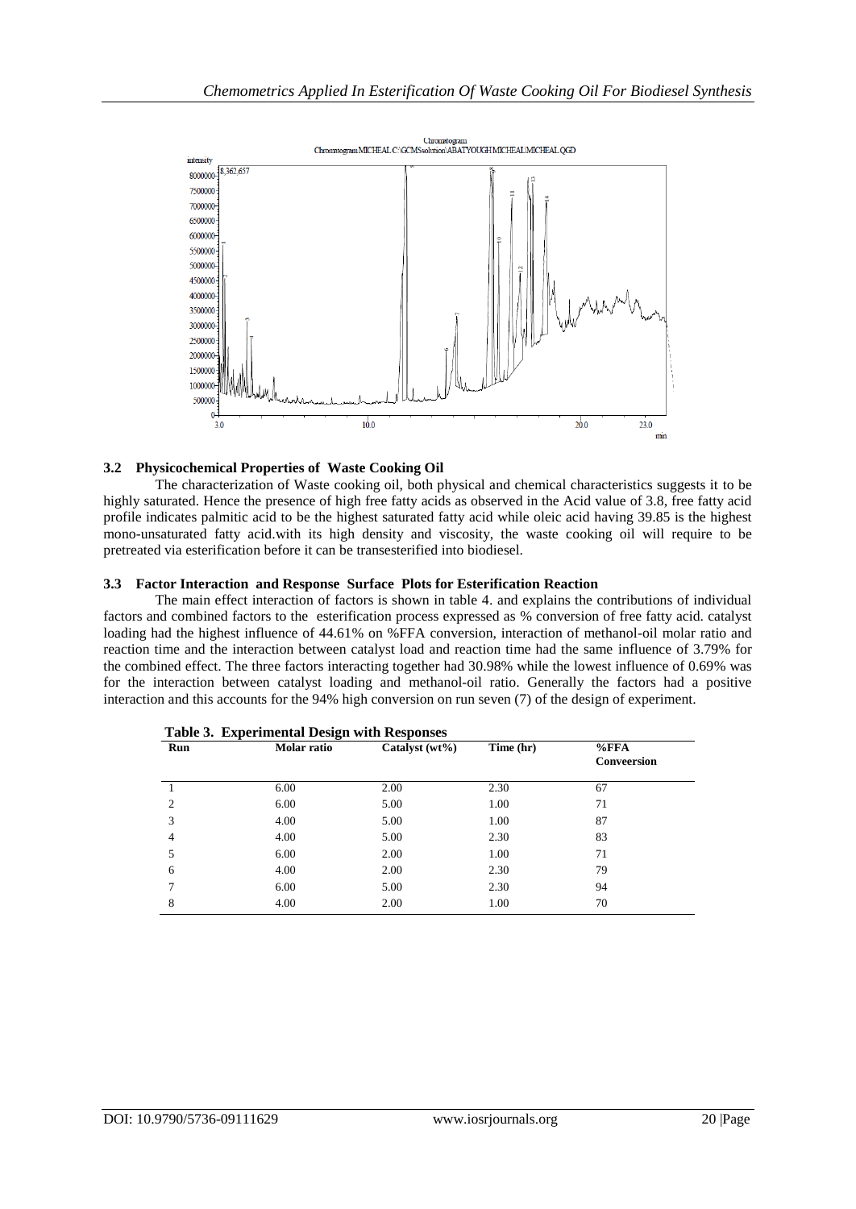Chromatogram
Chromatogram MICHEAL C:\GCMSsolution\ABATYOUGH MICHEAL\MICHEAL.QGD

### 3.2 Physicochemical Properties of Waste Cooking Oil

The characterization of Waste cooking oil, both physical and chemical characteristics suggests it to be highly saturated. Hence the presence of high free fatty acids as observed in the Acid value of 3.8, free fatty acid profile indicates palmitic acid to be the highest saturated fatty acid while oleic acid having 39.85 is the highest mono-unsaturated fatty acid.with its high density and viscosity, the waste cooking oil will require to be pretreated via esterification before it can be transesterified into biodiesel.

### 3.3 Factor Interaction and Response Surface Plots for Esterification Reaction

The main effect interaction of factors is shown in table 4. and explains the contributions of individual factors and combined factors to the esterification process expressed as % conversion of free fatty acid. catalyst loading had the highest influence of 44.61% on %FFA conversion, interaction of methanol-oil molar ratio and reaction time and the interaction between catalyst load and reaction time had the same influence of 3.79% for the combined effect. The three factors interacting together had 30.98% while the lowest influence of 0.69% was for the interaction between catalyst loading and methanol-oil ratio. Generally the factors had a positive interaction and this accounts for the 94% high conversion on run seven (7) of the design of experiment.

**Table 3. Experimental Design with Responses**

| Run | Molar ratio | Catalyst (wt%) | Time (hr) | %FFA Conveersion |
|---|---|---|---|---|
| 1 | 6.00 | 2.00 | 2.30 | 67 |
| 2 | 6.00 | 5.00 | 1.00 | 71 |
| 3 | 4.00 | 5.00 | 1.00 | 87 |
| 4 | 4.00 | 5.00 | 2.30 | 83 |
| 5 | 6.00 | 2.00 | 1.00 | 71 |
| 6 | 4.00 | 2.00 | 2.30 | 79 |
| 7 | 6.00 | 5.00 | 2.30 | 94 |
| 8 | 4.00 | 2.00 | 1.00 | 70 |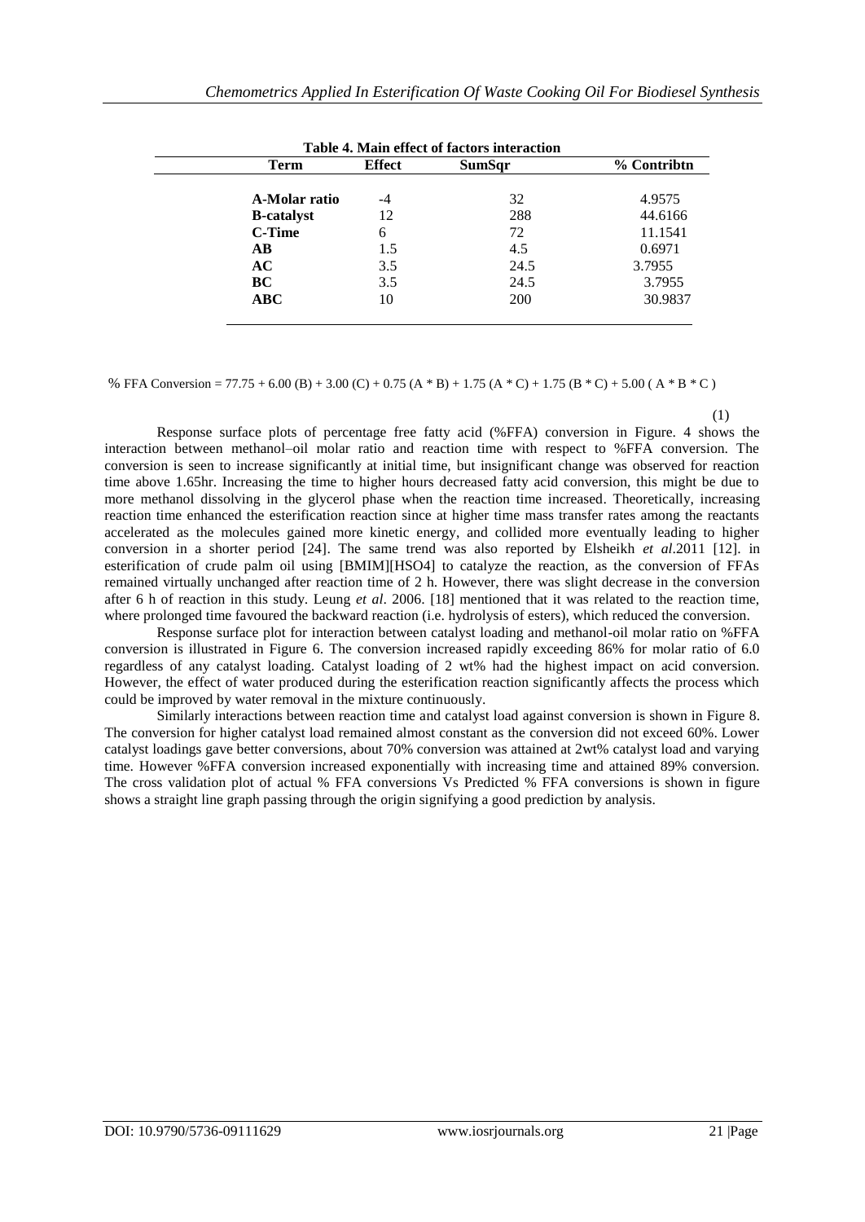**Table 4. Main effect of factors interaction**

| Term | Effect | SumSqr | % Contribtn |
|---|---|---|---|
| **A-Molar ratio** | -4 | 32 | 4.9575 |
| **B-catalyst** | 12 | 288 | 44.6166 |
| **C-Time** | 6 | 72 | 11.1541 |
| **AB** | 1.5 | 4.5 | 0.6971 |
| **AC** | 3.5 | 24.5 | 3.7955 |
| **BC** | 3.5 | 24.5 | 3.7955 |
| **ABC** | 10 | 200 | 30.9837 |

$$\% \text{ FFA Conversion} = 77.75 + 6.00\,(B) + 3.00\,(C) + 0.75\,(A * B) + 1.75\,(A * C) + 1.75\,(B * C) + 5.00\,(A * B * C) \quad (1)$$

Response surface plots of percentage free fatty acid (%FFA) conversion in Figure. 4 shows the interaction between methanol–oil molar ratio and reaction time with respect to %FFA conversion. The conversion is seen to increase significantly at initial time, but insignificant change was observed for reaction time above 1.65hr. Increasing the time to higher hours decreased fatty acid conversion, this might be due to more methanol dissolving in the glycerol phase when the reaction time increased. Theoretically, increasing reaction time enhanced the esterification reaction since at higher time mass transfer rates among the reactants accelerated as the molecules gained more kinetic energy, and collided more eventually leading to higher conversion in a shorter period [24]. The same trend was also reported by Elsheikh *et al*.2011 [12]. in esterification of crude palm oil using [BMIM][HSO4] to catalyze the reaction, as the conversion of FFAs remained virtually unchanged after reaction time of 2 h. However, there was slight decrease in the conversion after 6 h of reaction in this study. Leung *et al*. 2006. [18] mentioned that it was related to the reaction time, where prolonged time favoured the backward reaction (i.e. hydrolysis of esters), which reduced the conversion.

Response surface plot for interaction between catalyst loading and methanol-oil molar ratio on %FFA conversion is illustrated in Figure 6. The conversion increased rapidly exceeding 86% for molar ratio of 6.0 regardless of any catalyst loading. Catalyst loading of 2 wt% had the highest impact on acid conversion. However, the effect of water produced during the esterification reaction significantly affects the process which could be improved by water removal in the mixture continuously.

Similarly interactions between reaction time and catalyst load against conversion is shown in Figure 8. The conversion for higher catalyst load remained almost constant as the conversion did not exceed 60%. Lower catalyst loadings gave better conversions, about 70% conversion was attained at 2wt% catalyst load and varying time. However %FFA conversion increased exponentially with increasing time and attained 89% conversion. The cross validation plot of actual % FFA conversions Vs Predicted % FFA conversions is shown in figure shows a straight line graph passing through the origin signifying a good prediction by analysis.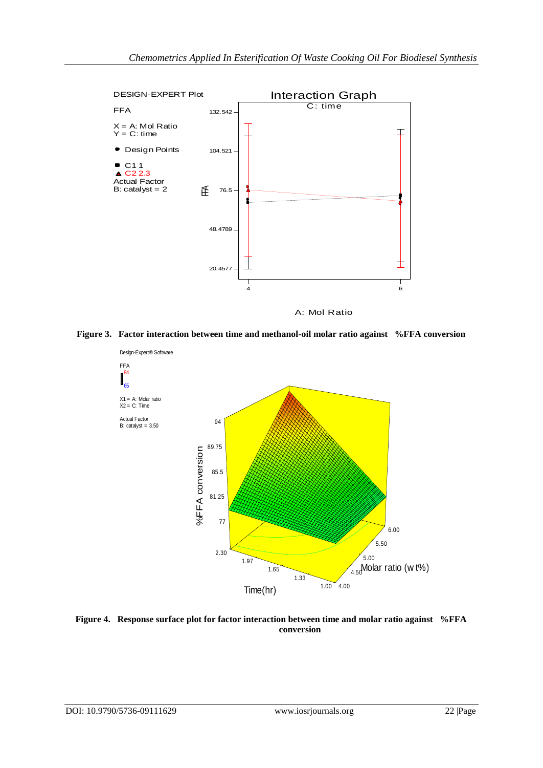**Figure 3. Factor interaction between time and methanol-oil molar ratio against %FFA conversion**

**Figure 4. Response surface plot for factor interaction between time and molar ratio against %FFA conversion**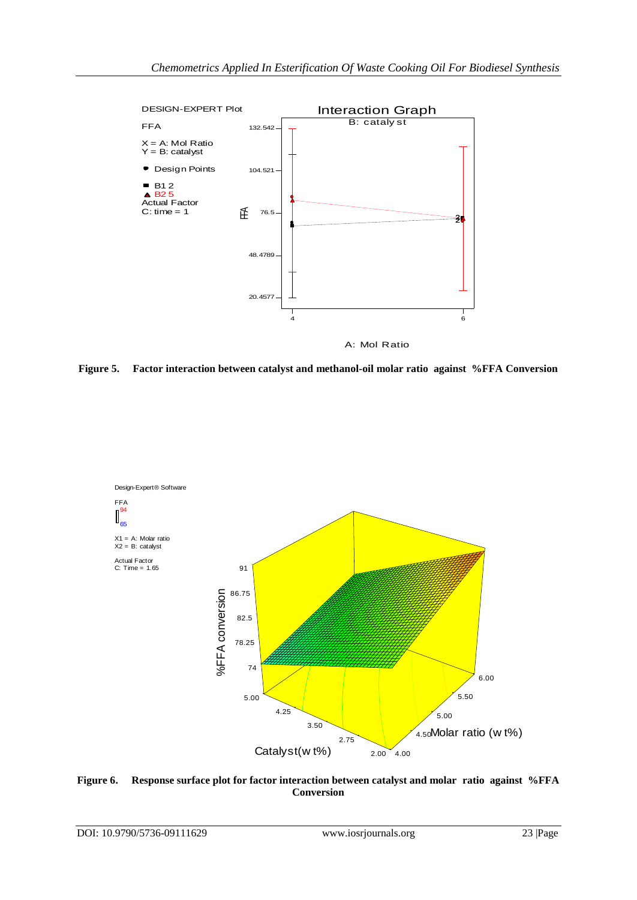**Figure 5.** **Factor interaction between catalyst and methanol-oil molar ratio against %FFA Conversion**

**Figure 6.** **Response surface plot for factor interaction between catalyst and molar ratio against %FFA Conversion**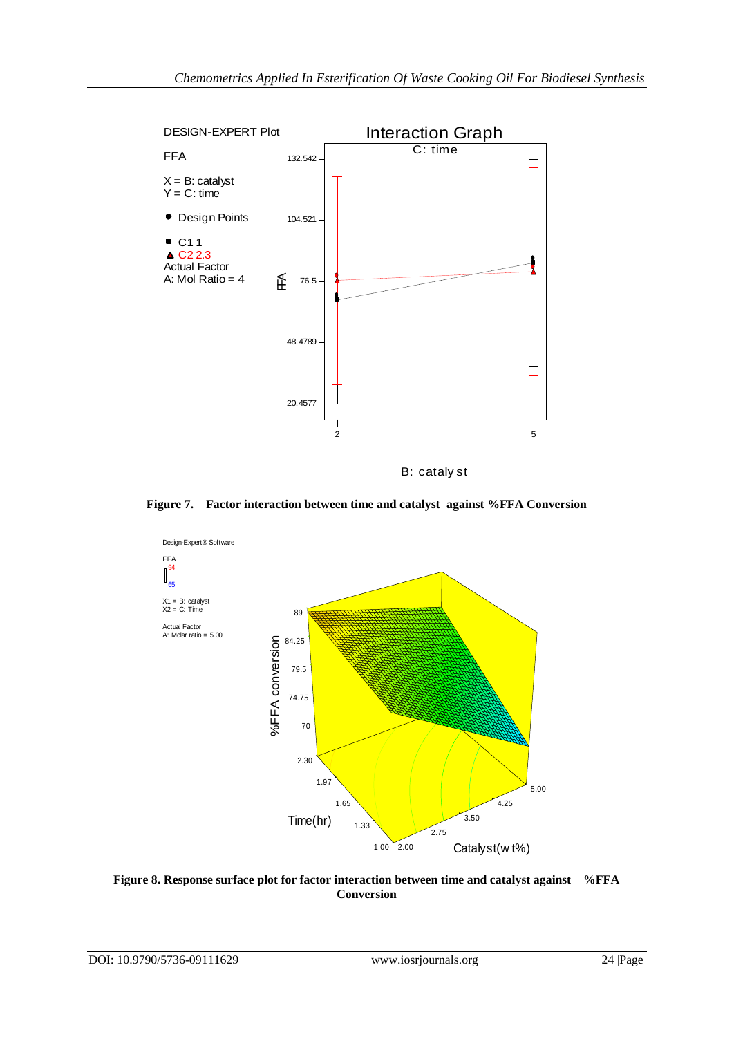**Figure 7. Factor interaction between time and catalyst against %FFA Conversion**

**Figure 8. Response surface plot for factor interaction between time and catalyst against %FFA Conversion**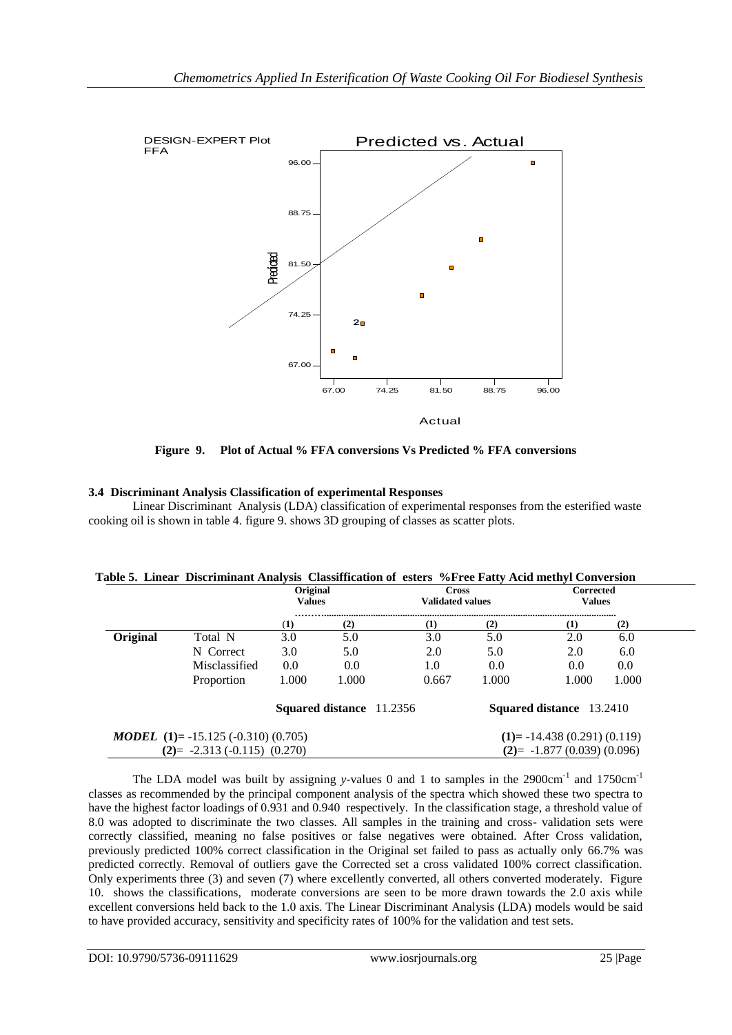Figure 9. Plot of Actual % FFA conversions Vs Predicted % FFA conversions

### 3.4 Discriminant Analysis Classification of experimental Responses

Linear Discriminant Analysis (LDA) classification of experimental responses from the esterified waste cooking oil is shown in table 4. figure 9. shows 3D grouping of classes as scatter plots.

**Table 5. Linear Discriminant Analysis Classiffication of esters %Free Fatty Acid methyl Conversion**

| | | Original Values | | Cross Validated values | | Corrected Values | |
|---|---|---|---|---|---|---|---|
| | | (1) | (2) | (1) | (2) | (1) | (2) |
| **Original** | Total N | 3.0 | 5.0 | 3.0 | 5.0 | 2.0 | 6.0 |
| | N Correct | 3.0 | 5.0 | 2.0 | 5.0 | 2.0 | 6.0 |
| | Misclassified | 0.0 | 0.0 | 1.0 | 0.0 | 0.0 | 0.0 |
| | Proportion | 1.000 | 1.000 | 0.667 | 1.000 | 1.000 | 1.000 |
| | | **Squared distance** 11.2356 | | | | **Squared distance** 13.2410 | |
| ***MODEL*** | **(1)=** -15.125 (-0.310) (0.705) | | | | | **(1)=** -14.438 (0.291) (0.119) | |
| | **(2)=** -2.313 (-0.115) (0.270) | | | | | **(2)=** -1.877 (0.039) (0.096) | |

The LDA model was built by assigning *y*-values 0 and 1 to samples in the 2900cm$^{-1}$ and 1750cm$^{-1}$ classes as recommended by the principal component analysis of the spectra which showed these two spectra to have the highest factor loadings of 0.931 and 0.940 respectively. In the classification stage, a threshold value of 8.0 was adopted to discriminate the two classes. All samples in the training and cross- validation sets were correctly classified, meaning no false positives or false negatives were obtained. After Cross validation, previously predicted 100% correct classification in the Original set failed to pass as actually only 66.7% was predicted correctly. Removal of outliers gave the Corrected set a cross validated 100% correct classification. Only experiments three (3) and seven (7) where excellently converted, all others converted moderately. Figure 10. shows the classifications, moderate conversions are seen to be more drawn towards the 2.0 axis while excellent conversions held back to the 1.0 axis. The Linear Discriminant Analysis (LDA) models would be said to have provided accuracy, sensitivity and specificity rates of 100% for the validation and test sets.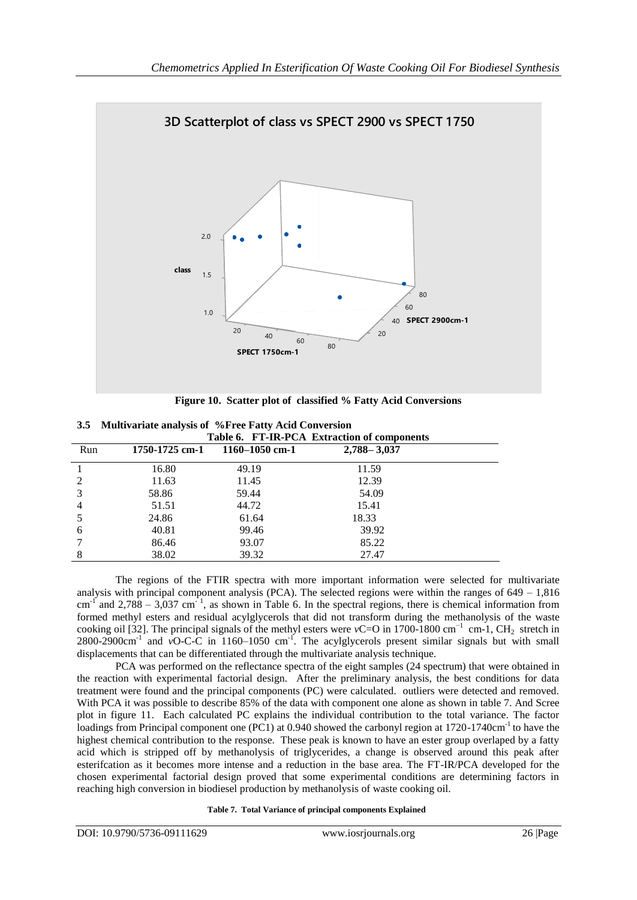Figure 10. Scatter plot of classified % Fatty Acid Conversions

### 3.5 Multivariate analysis of %Free Fatty Acid Conversion

**Table 6. FT-IR-PCA Extraction of components**

| Run | 1750-1725 cm-1 | 1160–1050 cm-1 | 2,788– 3,037 |
|---|---|---|---|
| 1 | 16.80 | 49.19 | 11.59 |
| 2 | 11.63 | 11.45 | 12.39 |
| 3 | 58.86 | 59.44 | 54.09 |
| 4 | 51.51 | 44.72 | 15.41 |
| 5 | 24.86 | 61.64 | 18.33 |
| 6 | 40.81 | 99.46 | 39.92 |
| 7 | 86.46 | 93.07 | 85.22 |
| 8 | 38.02 | 39.32 | 27.47 |

The regions of the FTIR spectra with more important information were selected for multivariate analysis with principal component analysis (PCA). The selected regions were within the ranges of 649 – 1,816 $cm^{-1}$ and 2,788 – 3,037 $cm^{-1}$, as shown in Table 6. In the spectral regions, there is chemical information from formed methyl esters and residual acylglycerols that did not transform during the methanolysis of the waste cooking oil [32]. The principal signals of the methyl esters were *v*C=O in 1700-1800 $cm^{-1}$ cm-1, $CH_2$ stretch in 2800-2900$cm^{-1}$ and *v*O-C-C in 1160–1050 $cm^{-1}$. The acylglycerols present similar signals but with small displacements that can be differentiated through the multivariate analysis technique.

PCA was performed on the reflectance spectra of the eight samples (24 spectrum) that were obtained in the reaction with experimental factorial design. After the preliminary analysis, the best conditions for data treatment were found and the principal components (PC) were calculated. outliers were detected and removed. With PCA it was possible to describe 85% of the data with component one alone as shown in table 7. And Scree plot in figure 11. Each calculated PC explains the individual contribution to the total variance. The factor loadings from Principal component one (PC1) at 0.940 showed the carbonyl region at 1720-1740$cm^{-1}$ to have the highest chemical contribution to the response. These peak is known to have an ester group overlaped by a fatty acid which is stripped off by methanolysis of triglycerides, a change is observed around this peak after esterifcation as it becomes more intense and a reduction in the base area. The FT-IR/PCA developed for the chosen experimental factorial design proved that some experimental conditions are determining factors in reaching high conversion in biodiesel production by methanolysis of waste cooking oil.

**Table 7. Total Variance of principal components Explained**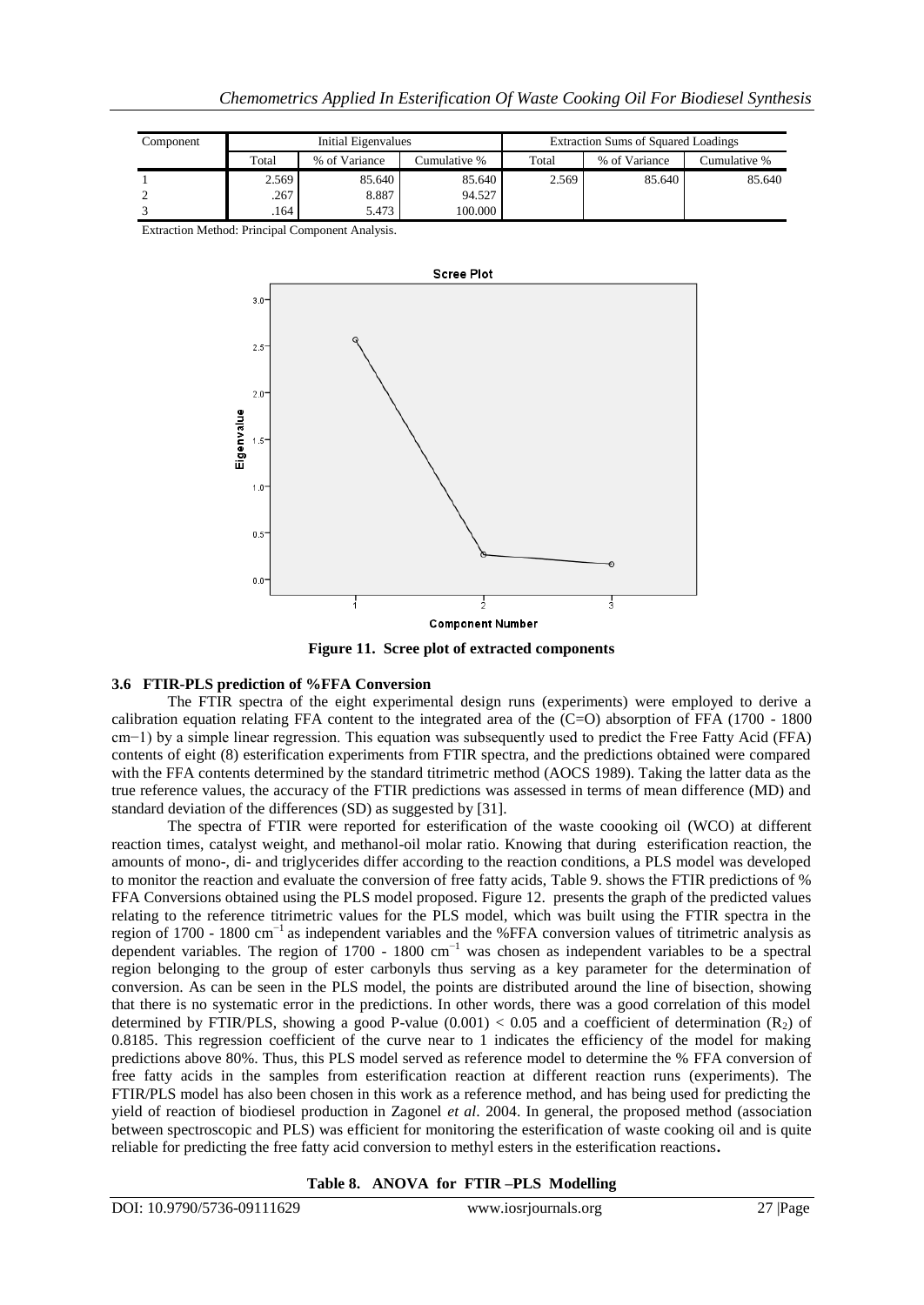| Component | Initial Eigenvalues | | | Extraction Sums of Squared Loadings | | |
|---|---|---|---|---|---|---|
| | Total | % of Variance | Cumulative % | Total | % of Variance | Cumulative % |
| 1 | 2.569 | 85.640 | 85.640 | 2.569 | 85.640 | 85.640 |
| 2 | .267 | 8.887 | 94.527 | | | |
| 3 | .164 | 5.473 | 100.000 | | | |

Extraction Method: Principal Component Analysis.

**Figure 11. Scree plot of extracted components**

### 3.6 FTIR-PLS prediction of %FFA Conversion

The FTIR spectra of the eight experimental design runs (experiments) were employed to derive a calibration equation relating FFA content to the integrated area of the (C=O) absorption of FFA (1700 - 1800 $cm^{-1}$) by a simple linear regression. This equation was subsequently used to predict the Free Fatty Acid (FFA) contents of eight (8) esterification experiments from FTIR spectra, and the predictions obtained were compared with the FFA contents determined by the standard titrimetric method (AOCS 1989). Taking the latter data as the true reference values, the accuracy of the FTIR predictions was assessed in terms of mean difference (MD) and standard deviation of the differences (SD) as suggested by [31].

The spectra of FTIR were reported for esterification of the waste coooking oil (WCO) at different reaction times, catalyst weight, and methanol-oil molar ratio. Knowing that during esterification reaction, the amounts of mono-, di- and triglycerides differ according to the reaction conditions, a PLS model was developed to monitor the reaction and evaluate the conversion of free fatty acids, Table 9. shows the FTIR predictions of % FFA Conversions obtained using the PLS model proposed. Figure 12. presents the graph of the predicted values relating to the reference titrimetric values for the PLS model, which was built using the FTIR spectra in the region of 1700 - 1800 $cm^{-1}$ as independent variables and the %FFA conversion values of titrimetric analysis as dependent variables. The region of 1700 - 1800 $cm^{-1}$ was chosen as independent variables to be a spectral region belonging to the group of ester carbonyls thus serving as a key parameter for the determination of conversion. As can be seen in the PLS model, the points are distributed around the line of bisection, showing that there is no systematic error in the predictions. In other words, there was a good correlation of this model determined by FTIR/PLS, showing a good P-value $(0.001) < 0.05$ and a coefficient of determination ($R_2$) of 0.8185. This regression coefficient of the curve near to 1 indicates the efficiency of the model for making predictions above 80%. Thus, this PLS model served as reference model to determine the % FFA conversion of free fatty acids in the samples from esterification reaction at different reaction runs (experiments). The FTIR/PLS model has also been chosen in this work as a reference method, and has being used for predicting the yield of reaction of biodiesel production in Zagonel *et al*. 2004. In general, the proposed method (association between spectroscopic and PLS) was efficient for monitoring the esterification of waste cooking oil and is quite reliable for predicting the free fatty acid conversion to methyl esters in the esterification reactions.

**Table 8. ANOVA for FTIR –PLS Modelling**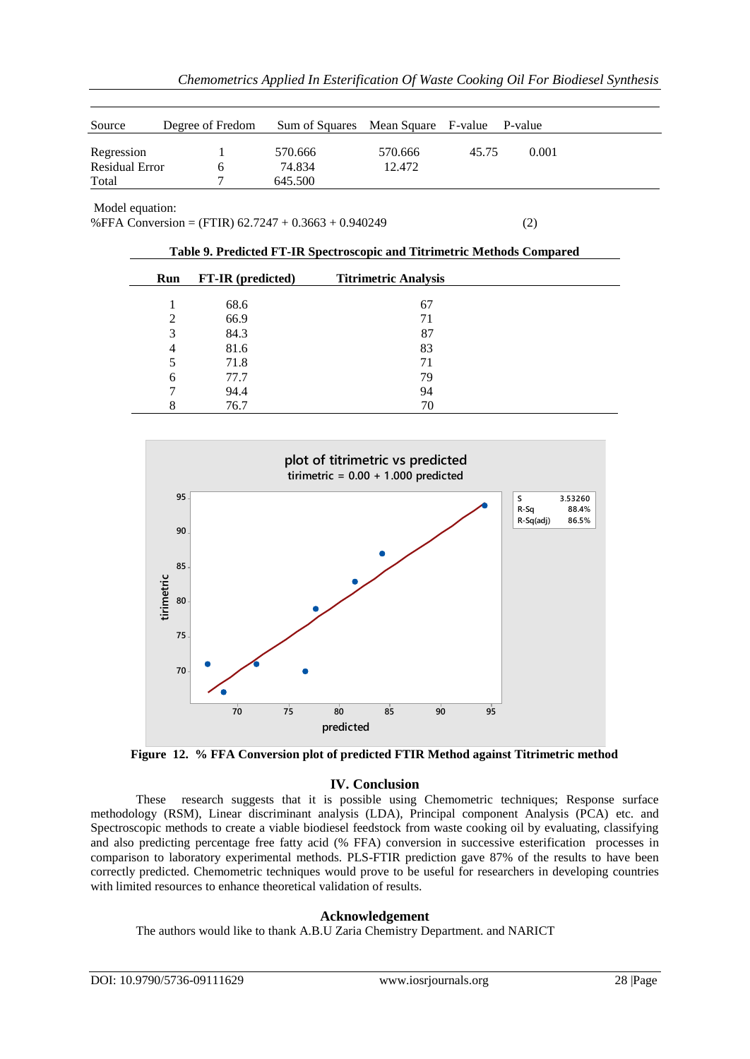| Source | Degree of Fredom | Sum of Squares | Mean Square | F-value | P-value |
|---|---|---|---|---|---|
| Regression | 1 | 570.666 | 570.666 | 45.75 | 0.001 |
| Residual Error | 6 | 74.834 | 12.472 | | |
| Total | 7 | 645.500 | | | |

Model equation:

%FFA Conversion = (FTIR) 62.7247 + 0.3663 + 0.940249 (2)

**Table 9. Predicted FT-IR Spectroscopic and Titrimetric Methods Compared**

| Run | FT-IR (predicted) | Titrimetric Analysis |
|---|---|---|
| 1 | 68.6 | 67 |
| 2 | 66.9 | 71 |
| 3 | 84.3 | 87 |
| 4 | 81.6 | 83 |
| 5 | 71.8 | 71 |
| 6 | 77.7 | 79 |
| 7 | 94.4 | 94 |
| 8 | 76.7 | 70 |

**Figure 12. % FFA Conversion plot of predicted FTIR Method against Titrimetric method**

## IV. Conclusion

These research suggests that it is possible using Chemometric techniques; Response surface methodology (RSM), Linear discriminant analysis (LDA), Principal component Analysis (PCA) etc. and Spectroscopic methods to create a viable biodiesel feedstock from waste cooking oil by evaluating, classifying and also predicting percentage free fatty acid (% FFA) conversion in successive esterification processes in comparison to laboratory experimental methods. PLS-FTIR prediction gave 87% of the results to have been correctly predicted. Chemometric techniques would prove to be useful for researchers in developing countries with limited resources to enhance theoretical validation of results.

## Acknowledgement

The authors would like to thank A.B.U Zaria Chemistry Department. and NARICT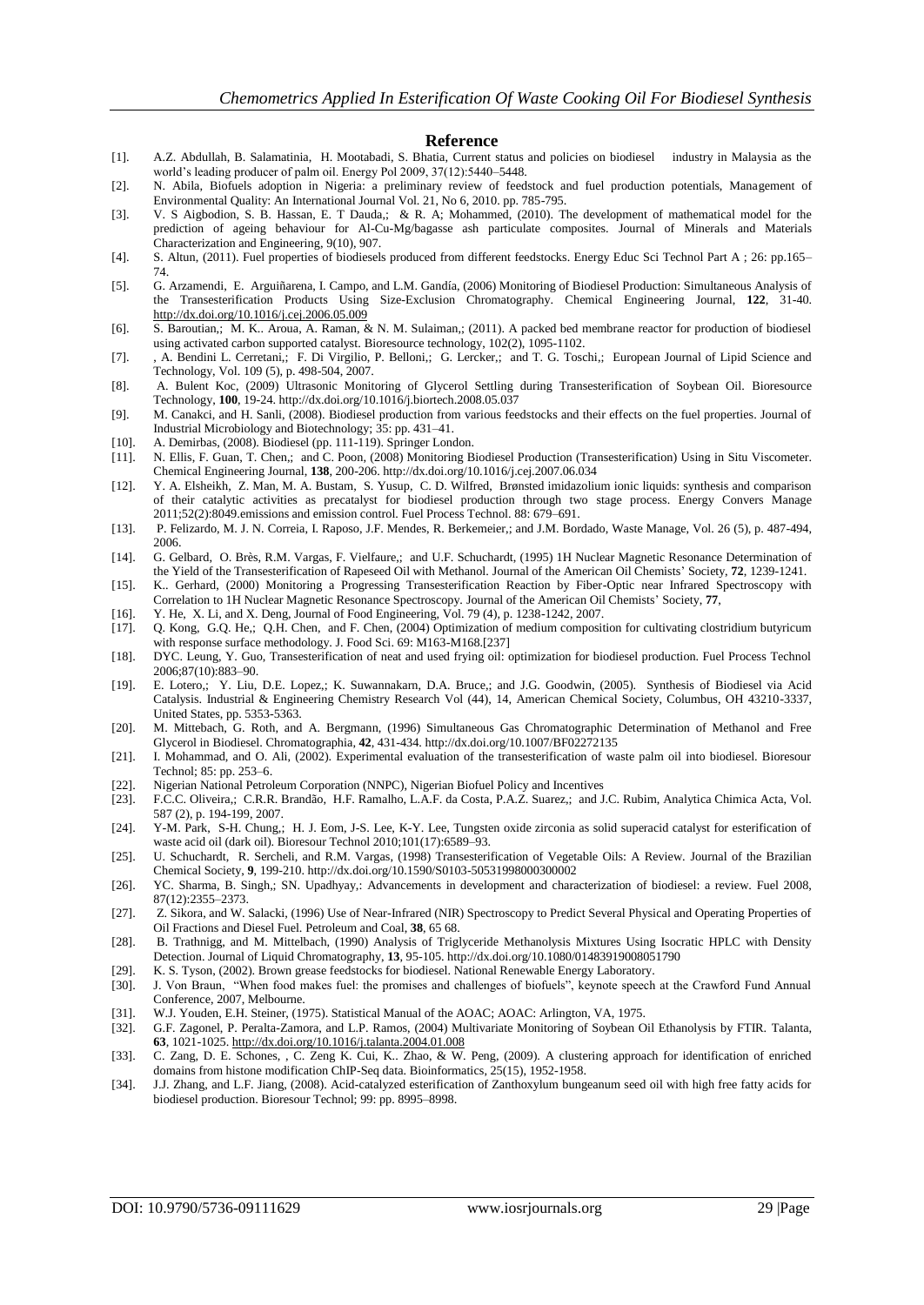## Reference

[1]. A.Z. Abdullah, B. Salamatinia, H. Mootabadi, S. Bhatia, Current status and policies on biodiesel industry in Malaysia as the world's leading producer of palm oil. Energy Pol 2009, 37(12):5440–5448.

[2]. N. Abila, Biofuels adoption in Nigeria: a preliminary review of feedstock and fuel production potentials, Management of Environmental Quality: An International Journal Vol. 21, No 6, 2010. pp. 785-795.

[3]. V. S Aigbodion, S. B. Hassan, E. T Dauda,; & R. A; Mohammed, (2010). The development of mathematical model for the prediction of ageing behaviour for Al-Cu-Mg/bagasse ash particulate composites. Journal of Minerals and Materials Characterization and Engineering, 9(10), 907.

[4]. S. Altun, (2011). Fuel properties of biodiesels produced from different feedstocks. Energy Educ Sci Technol Part A ; 26: pp.165–74.

[5]. G. Arzamendi, E. Arguiñarena, I. Campo, and L.M. Gandía, (2006) Monitoring of Biodiesel Production: Simultaneous Analysis of the Transesterification Products Using Size-Exclusion Chromatography. Chemical Engineering Journal, **122**, 31-40. http://dx.doi.org/10.1016/j.cej.2006.05.009

[6]. S. Baroutian,; M. K.. Aroua, A. Raman, & N. M. Sulaiman,; (2011). A packed bed membrane reactor for production of biodiesel using activated carbon supported catalyst. Bioresource technology, 102(2), 1095-1102.

[7]. , A. Bendini L. Cerretani,; F. Di Virgilio, P. Belloni,; G. Lercker,; and T. G. Toschi,; European Journal of Lipid Science and Technology, Vol. 109 (5), p. 498-504, 2007.

[8]. A. Bulent Koc, (2009) Ultrasonic Monitoring of Glycerol Settling during Transesterification of Soybean Oil. Bioresource Technology, **100**, 19-24. http://dx.doi.org/10.1016/j.biortech.2008.05.037

[9]. M. Canakci, and H. Sanli, (2008). Biodiesel production from various feedstocks and their effects on the fuel properties. Journal of Industrial Microbiology and Biotechnology; 35: pp. 431–41.

[10]. A. Demirbas, (2008). Biodiesel (pp. 111-119). Springer London.

[11]. N. Ellis, F. Guan, T. Chen,; and C. Poon, (2008) Monitoring Biodiesel Production (Transesterification) Using in Situ Viscometer. Chemical Engineering Journal, **138**, 200-206. http://dx.doi.org/10.1016/j.cej.2007.06.034

[12]. Y. A. Elsheikh, Z. Man, M. A. Bustam, S. Yusup, C. D. Wilfred, Brønsted imidazolium ionic liquids: synthesis and comparison of their catalytic activities as precatalyst for biodiesel production through two stage process. Energy Convers Manage 2011;52(2):8049.emissions and emission control. Fuel Process Technol. 88: 679–691.

[13]. P. Felizardo, M. J. N. Correia, I. Raposo, J.F. Mendes, R. Berkemeier,; and J.M. Bordado, Waste Manage, Vol. 26 (5), p. 487-494, 2006.

[14]. G. Gelbard, O. Brès, R.M. Vargas, F. Vielfaure,; and U.F. Schuchardt, (1995) 1H Nuclear Magnetic Resonance Determination of the Yield of the Transesterification of Rapeseed Oil with Methanol. Journal of the American Oil Chemists' Society, **72**, 1239-1241.

[15]. K.. Gerhard, (2000) Monitoring a Progressing Transesterification Reaction by Fiber-Optic near Infrared Spectroscopy with Correlation to 1H Nuclear Magnetic Resonance Spectroscopy. Journal of the American Oil Chemists' Society, **77**,

[16]. Y. He, X. Li, and X. Deng, Journal of Food Engineering, Vol. 79 (4), p. 1238-1242, 2007.

[17]. Q. Kong, G.Q. He,; Q.H. Chen, and F. Chen, (2004) Optimization of medium composition for cultivating clostridium butyricum with response surface methodology. J. Food Sci. 69: M163-M168.[237]

[18]. DYC. Leung, Y. Guo, Transesterification of neat and used frying oil: optimization for biodiesel production. Fuel Process Technol 2006;87(10):883–90.

[19]. E. Lotero,; Y. Liu, D.E. Lopez,; K. Suwannakarn, D.A. Bruce,; and J.G. Goodwin, (2005). Synthesis of Biodiesel via Acid Catalysis. Industrial & Engineering Chemistry Research Vol (44), 14, American Chemical Society, Columbus, OH 43210-3337, United States, pp. 5353-5363.

[20]. M. Mittebach, G. Roth, and A. Bergmann, (1996) Simultaneous Gas Chromatographic Determination of Methanol and Free Glycerol in Biodiesel. Chromatographia, **42**, 431-434. http://dx.doi.org/10.1007/BF02272135

[21]. I. Mohammad, and O. Ali, (2002). Experimental evaluation of the transesterification of waste palm oil into biodiesel. Bioresour Technol; 85: pp. 253–6.

[22]. Nigerian National Petroleum Corporation (NNPC), Nigerian Biofuel Policy and Incentives

[23]. F.C.C. Oliveira,; C.R.R. Brandão, H.F. Ramalho, L.A.F. da Costa, P.A.Z. Suarez,; and J.C. Rubim, Analytica Chimica Acta, Vol. 587 (2), p. 194-199, 2007.

[24]. Y-M. Park, S-H. Chung,; H. J. Eom, J-S. Lee, K-Y. Lee, Tungsten oxide zirconia as solid superacid catalyst for esterification of waste acid oil (dark oil). Bioresour Technol 2010;101(17):6589–93.

[25]. U. Schuchardt, R. Sercheli, and R.M. Vargas, (1998) Transesterification of Vegetable Oils: A Review. Journal of the Brazilian Chemical Society, **9**, 199-210. http://dx.doi.org/10.1590/S0103-50531998000300002

[26]. YC. Sharma, B. Singh,; SN. Upadhyay,: Advancements in development and characterization of biodiesel: a review. Fuel 2008, 87(12):2355–2373.

[27]. Z. Sikora, and W. Salacki, (1996) Use of Near-Infrared (NIR) Spectroscopy to Predict Several Physical and Operating Properties of Oil Fractions and Diesel Fuel. Petroleum and Coal, **38**, 65 68.

[28]. B. Trathnigg, and M. Mittelbach, (1990) Analysis of Triglyceride Methanolysis Mixtures Using Isocratic HPLC with Density Detection. Journal of Liquid Chromatography, **13**, 95-105. http://dx.doi.org/10.1080/01483919008051790

[29]. K. S. Tyson, (2002). Brown grease feedstocks for biodiesel. National Renewable Energy Laboratory.

[30]. J. Von Braun, "When food makes fuel: the promises and challenges of biofuels", keynote speech at the Crawford Fund Annual Conference, 2007, Melbourne.

[31]. W.J. Youden, E.H. Steiner, (1975). Statistical Manual of the AOAC; AOAC: Arlington, VA, 1975.

[32]. G.F. Zagonel, P. Peralta-Zamora, and L.P. Ramos, (2004) Multivariate Monitoring of Soybean Oil Ethanolysis by FTIR. Talanta, **63**, 1021-1025. http://dx.doi.org/10.1016/j.talanta.2004.01.008

[33]. C. Zang, D. E. Schones, , C. Zeng K. Cui, K.. Zhao, & W. Peng, (2009). A clustering approach for identification of enriched domains from histone modification ChIP-Seq data. Bioinformatics, 25(15), 1952-1958.

[34]. J.J. Zhang, and L.F. Jiang, (2008). Acid-catalyzed esterification of Zanthoxylum bungeanum seed oil with high free fatty acids for biodiesel production. Bioresour Technol; 99: pp. 8995–8998.